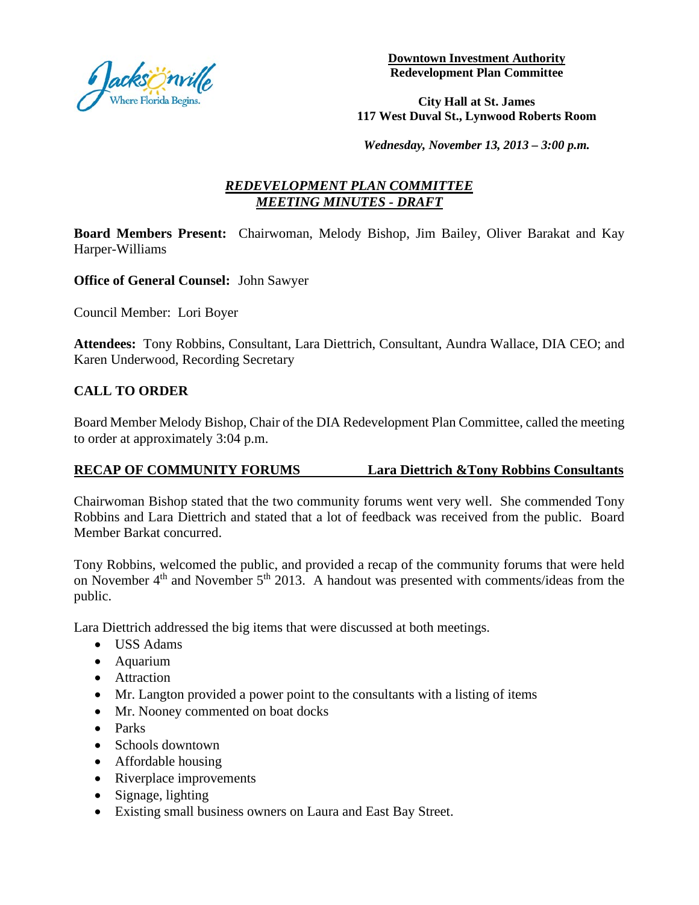**Downtown Investment Authority**
**Redevelopment Plan Committee**

**City Hall at St. James**
**117 West Duval St., Lynwood Roberts Room**

***Wednesday, November 13, 2013 – 3:00 p.m.***

## *REDEVELOPMENT PLAN COMMITTEE*
## *MEETING MINUTES - DRAFT*

**Board Members Present:** Chairwoman, Melody Bishop, Jim Bailey, Oliver Barakat and Kay Harper-Williams

**Office of General Counsel:** John Sawyer

Council Member: Lori Boyer

**Attendees:** Tony Robbins, Consultant, Lara Diettrich, Consultant, Aundra Wallace, DIA CEO; and Karen Underwood, Recording Secretary

**CALL TO ORDER**

Board Member Melody Bishop, Chair of the DIA Redevelopment Plan Committee, called the meeting to order at approximately 3:04 p.m.

**RECAP OF COMMUNITY FORUMS — Lara Diettrich &Tony Robbins Consultants**

Chairwoman Bishop stated that the two community forums went very well. She commended Tony Robbins and Lara Diettrich and stated that a lot of feedback was received from the public. Board Member Barkat concurred.

Tony Robbins, welcomed the public, and provided a recap of the community forums that were held on November 4th and November 5th 2013. A handout was presented with comments/ideas from the public.

Lara Diettrich addressed the big items that were discussed at both meetings.

- USS Adams
- Aquarium
- Attraction
- Mr. Langton provided a power point to the consultants with a listing of items
- Mr. Nooney commented on boat docks
- Parks
- Schools downtown
- Affordable housing
- Riverplace improvements
- Signage, lighting
- Existing small business owners on Laura and East Bay Street.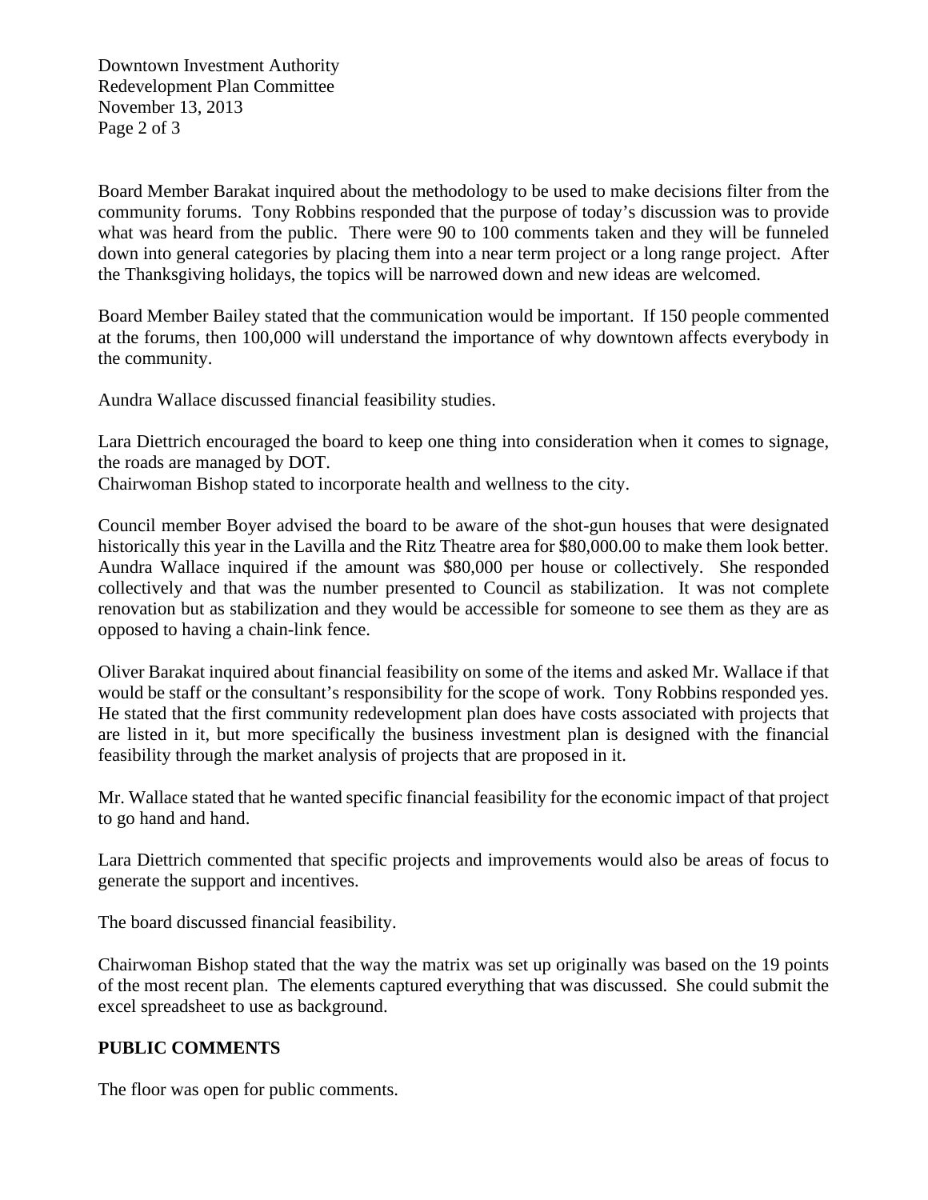Board Member Barakat inquired about the methodology to be used to make decisions filter from the community forums. Tony Robbins responded that the purpose of today's discussion was to provide what was heard from the public. There were 90 to 100 comments taken and they will be funneled down into general categories by placing them into a near term project or a long range project. After the Thanksgiving holidays, the topics will be narrowed down and new ideas are welcomed.

Board Member Bailey stated that the communication would be important. If 150 people commented at the forums, then 100,000 will understand the importance of why downtown affects everybody in the community.

Aundra Wallace discussed financial feasibility studies.

Lara Diettrich encouraged the board to keep one thing into consideration when it comes to signage, the roads are managed by DOT.
Chairwoman Bishop stated to incorporate health and wellness to the city.

Council member Boyer advised the board to be aware of the shot-gun houses that were designated historically this year in the Lavilla and the Ritz Theatre area for $80,000.00 to make them look better. Aundra Wallace inquired if the amount was $80,000 per house or collectively. She responded collectively and that was the number presented to Council as stabilization. It was not complete renovation but as stabilization and they would be accessible for someone to see them as they are as opposed to having a chain-link fence.

Oliver Barakat inquired about financial feasibility on some of the items and asked Mr. Wallace if that would be staff or the consultant's responsibility for the scope of work. Tony Robbins responded yes. He stated that the first community redevelopment plan does have costs associated with projects that are listed in it, but more specifically the business investment plan is designed with the financial feasibility through the market analysis of projects that are proposed in it.

Mr. Wallace stated that he wanted specific financial feasibility for the economic impact of that project to go hand and hand.

Lara Diettrich commented that specific projects and improvements would also be areas of focus to generate the support and incentives.

The board discussed financial feasibility.

Chairwoman Bishop stated that the way the matrix was set up originally was based on the 19 points of the most recent plan. The elements captured everything that was discussed. She could submit the excel spreadsheet to use as background.

**PUBLIC COMMENTS**

The floor was open for public comments.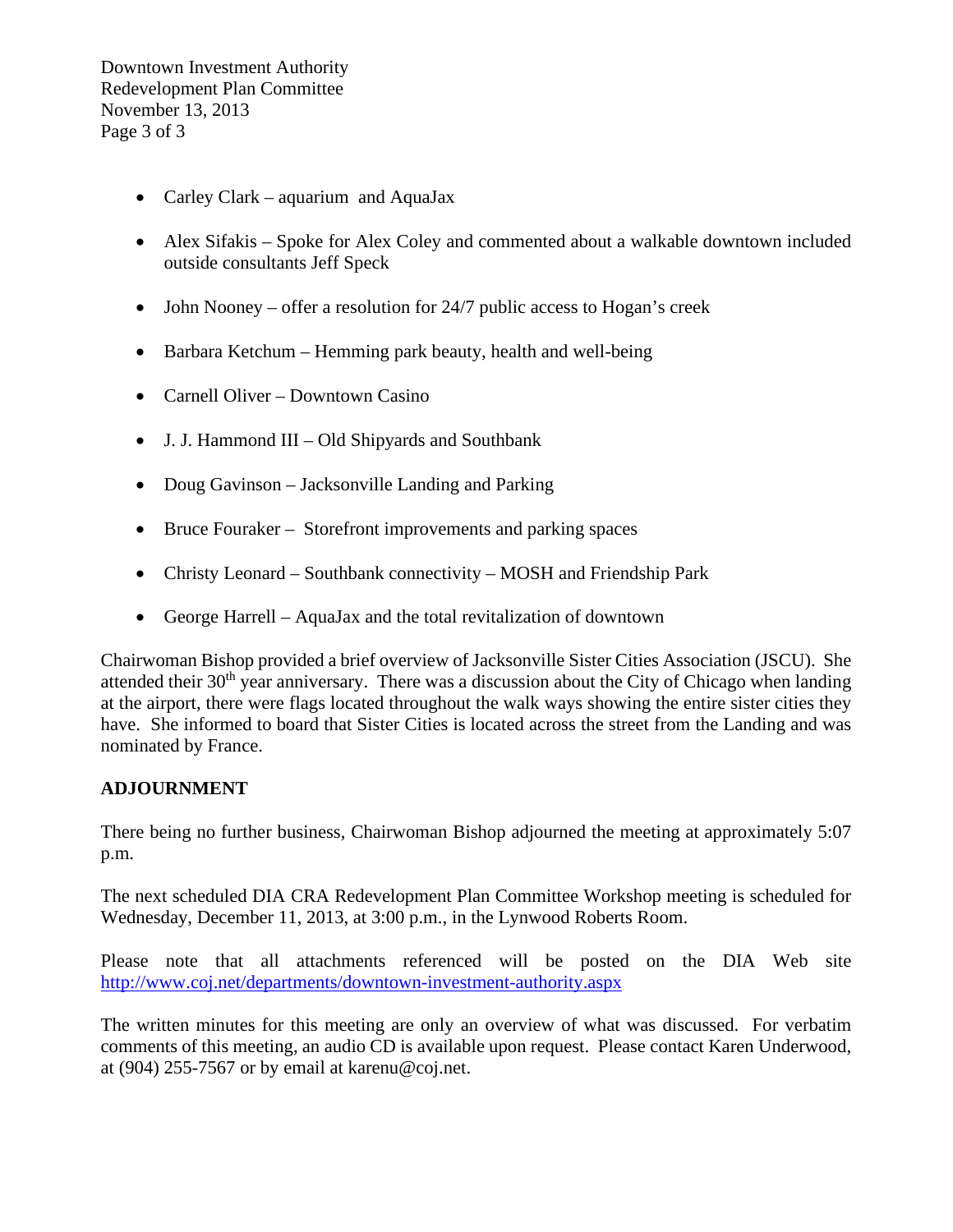- Carley Clark – aquarium and AquaJax

- Alex Sifakis – Spoke for Alex Coley and commented about a walkable downtown included outside consultants Jeff Speck

- John Nooney – offer a resolution for 24/7 public access to Hogan's creek

- Barbara Ketchum – Hemming park beauty, health and well-being

- Carnell Oliver – Downtown Casino

- J. J. Hammond III – Old Shipyards and Southbank

- Doug Gavinson – Jacksonville Landing and Parking

- Bruce Fouraker – Storefront improvements and parking spaces

- Christy Leonard – Southbank connectivity – MOSH and Friendship Park

- George Harrell – AquaJax and the total revitalization of downtown

Chairwoman Bishop provided a brief overview of Jacksonville Sister Cities Association (JSCU). She attended their 30th year anniversary. There was a discussion about the City of Chicago when landing at the airport, there were flags located throughout the walk ways showing the entire sister cities they have. She informed to board that Sister Cities is located across the street from the Landing and was nominated by France.

**ADJOURNMENT**

There being no further business, Chairwoman Bishop adjourned the meeting at approximately 5:07 p.m.

The next scheduled DIA CRA Redevelopment Plan Committee Workshop meeting is scheduled for Wednesday, December 11, 2013, at 3:00 p.m., in the Lynwood Roberts Room.

Please note that all attachments referenced will be posted on the DIA Web site http://www.coj.net/departments/downtown-investment-authority.aspx

The written minutes for this meeting are only an overview of what was discussed. For verbatim comments of this meeting, an audio CD is available upon request. Please contact Karen Underwood, at (904) 255-7567 or by email at karenu@coj.net.